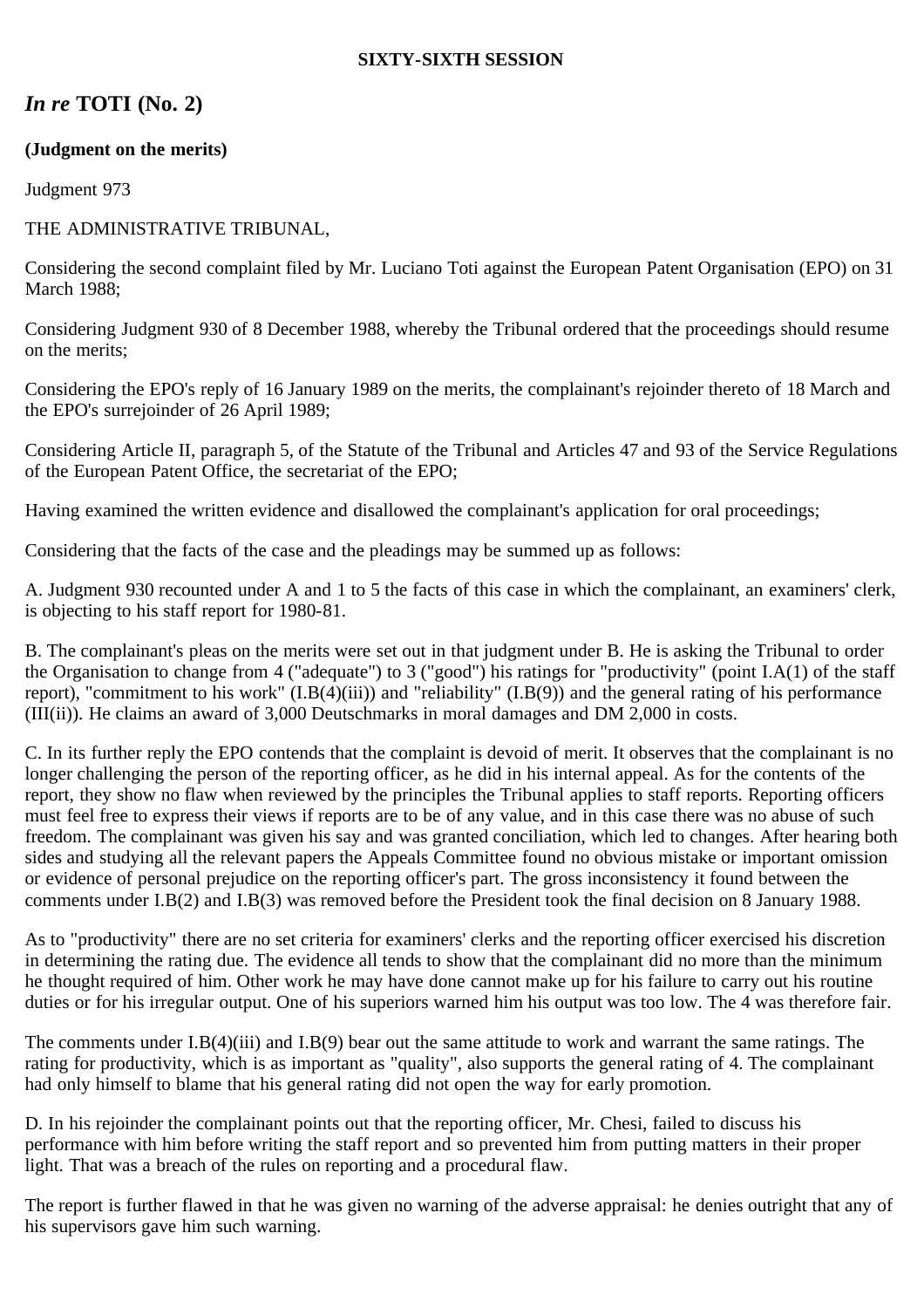**SIXTY-SIXTH SESSION**

## *In re* TOTI (No. 2)

**(Judgment on the merits)**

Judgment 973

THE ADMINISTRATIVE TRIBUNAL,

Considering the second complaint filed by Mr. Luciano Toti against the European Patent Organisation (EPO) on 31 March 1988;

Considering Judgment 930 of 8 December 1988, whereby the Tribunal ordered that the proceedings should resume on the merits;

Considering the EPO's reply of 16 January 1989 on the merits, the complainant's rejoinder thereto of 18 March and the EPO's surrejoinder of 26 April 1989;

Considering Article II, paragraph 5, of the Statute of the Tribunal and Articles 47 and 93 of the Service Regulations of the European Patent Office, the secretariat of the EPO;

Having examined the written evidence and disallowed the complainant's application for oral proceedings;

Considering that the facts of the case and the pleadings may be summed up as follows:

A. Judgment 930 recounted under A and 1 to 5 the facts of this case in which the complainant, an examiners' clerk, is objecting to his staff report for 1980-81.

B. The complainant's pleas on the merits were set out in that judgment under B. He is asking the Tribunal to order the Organisation to change from 4 ("adequate") to 3 ("good") his ratings for "productivity" (point I.A(1) of the staff report), "commitment to his work" (I.B(4)(iii)) and "reliability" (I.B(9)) and the general rating of his performance (III(ii)). He claims an award of 3,000 Deutschmarks in moral damages and DM 2,000 in costs.

C. In its further reply the EPO contends that the complaint is devoid of merit. It observes that the complainant is no longer challenging the person of the reporting officer, as he did in his internal appeal. As for the contents of the report, they show no flaw when reviewed by the principles the Tribunal applies to staff reports. Reporting officers must feel free to express their views if reports are to be of any value, and in this case there was no abuse of such freedom. The complainant was given his say and was granted conciliation, which led to changes. After hearing both sides and studying all the relevant papers the Appeals Committee found no obvious mistake or important omission or evidence of personal prejudice on the reporting officer's part. The gross inconsistency it found between the comments under I.B(2) and I.B(3) was removed before the President took the final decision on 8 January 1988.

As to "productivity" there are no set criteria for examiners' clerks and the reporting officer exercised his discretion in determining the rating due. The evidence all tends to show that the complainant did no more than the minimum he thought required of him. Other work he may have done cannot make up for his failure to carry out his routine duties or for his irregular output. One of his superiors warned him his output was too low. The 4 was therefore fair.

The comments under I.B(4)(iii) and I.B(9) bear out the same attitude to work and warrant the same ratings. The rating for productivity, which is as important as "quality", also supports the general rating of 4. The complainant had only himself to blame that his general rating did not open the way for early promotion.

D. In his rejoinder the complainant points out that the reporting officer, Mr. Chesi, failed to discuss his performance with him before writing the staff report and so prevented him from putting matters in their proper light. That was a breach of the rules on reporting and a procedural flaw.

The report is further flawed in that he was given no warning of the adverse appraisal: he denies outright that any of his supervisors gave him such warning.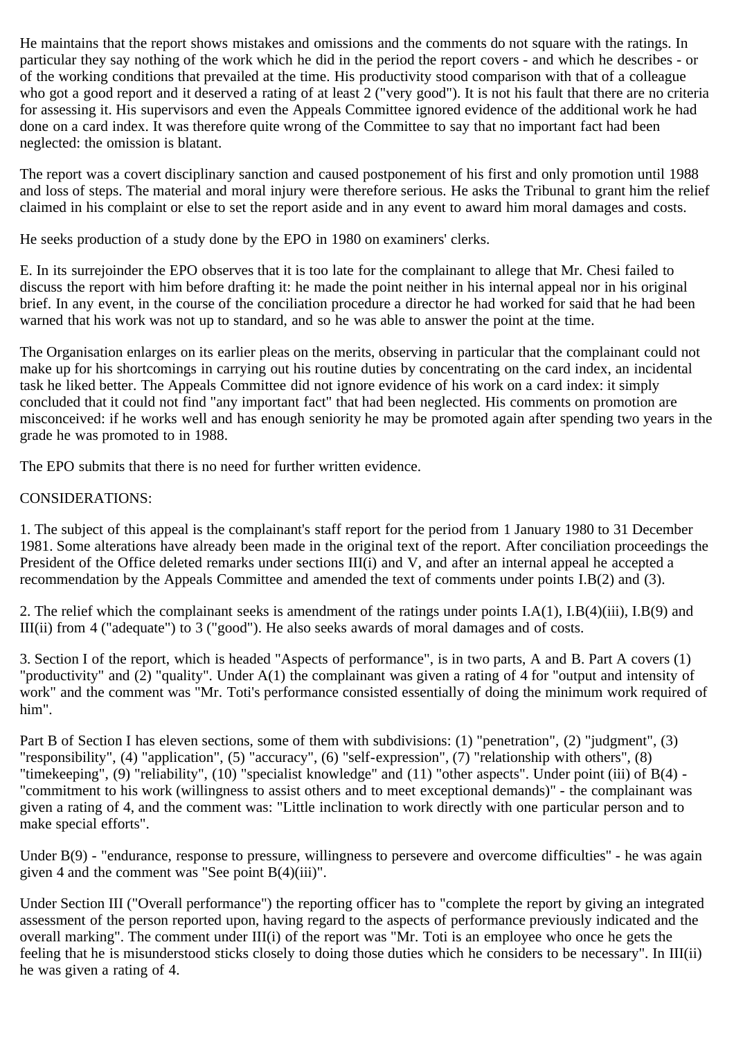He maintains that the report shows mistakes and omissions and the comments do not square with the ratings. In particular they say nothing of the work which he did in the period the report covers - and which he describes - or of the working conditions that prevailed at the time. His productivity stood comparison with that of a colleague who got a good report and it deserved a rating of at least 2 ("very good"). It is not his fault that there are no criteria for assessing it. His supervisors and even the Appeals Committee ignored evidence of the additional work he had done on a card index. It was therefore quite wrong of the Committee to say that no important fact had been neglected: the omission is blatant.

The report was a covert disciplinary sanction and caused postponement of his first and only promotion until 1988 and loss of steps. The material and moral injury were therefore serious. He asks the Tribunal to grant him the relief claimed in his complaint or else to set the report aside and in any event to award him moral damages and costs.

He seeks production of a study done by the EPO in 1980 on examiners' clerks.

E. In its surrejoinder the EPO observes that it is too late for the complainant to allege that Mr. Chesi failed to discuss the report with him before drafting it: he made the point neither in his internal appeal nor in his original brief. In any event, in the course of the conciliation procedure a director he had worked for said that he had been warned that his work was not up to standard, and so he was able to answer the point at the time.

The Organisation enlarges on its earlier pleas on the merits, observing in particular that the complainant could not make up for his shortcomings in carrying out his routine duties by concentrating on the card index, an incidental task he liked better. The Appeals Committee did not ignore evidence of his work on a card index: it simply concluded that it could not find "any important fact" that had been neglected. His comments on promotion are misconceived: if he works well and has enough seniority he may be promoted again after spending two years in the grade he was promoted to in 1988.

The EPO submits that there is no need for further written evidence.

CONSIDERATIONS:

1. The subject of this appeal is the complainant's staff report for the period from 1 January 1980 to 31 December 1981. Some alterations have already been made in the original text of the report. After conciliation proceedings the President of the Office deleted remarks under sections III(i) and V, and after an internal appeal he accepted a recommendation by the Appeals Committee and amended the text of comments under points I.B(2) and (3).

2. The relief which the complainant seeks is amendment of the ratings under points I.A(1), I.B(4)(iii), I.B(9) and III(ii) from 4 ("adequate") to 3 ("good"). He also seeks awards of moral damages and of costs.

3. Section I of the report, which is headed "Aspects of performance", is in two parts, A and B. Part A covers (1) "productivity" and (2) "quality". Under A(1) the complainant was given a rating of 4 for "output and intensity of work" and the comment was "Mr. Toti's performance consisted essentially of doing the minimum work required of him".

Part B of Section I has eleven sections, some of them with subdivisions: (1) "penetration", (2) "judgment", (3) "responsibility", (4) "application", (5) "accuracy", (6) "self-expression", (7) "relationship with others", (8) "timekeeping", (9) "reliability", (10) "specialist knowledge" and (11) "other aspects". Under point (iii) of B(4) - "commitment to his work (willingness to assist others and to meet exceptional demands)" - the complainant was given a rating of 4, and the comment was: "Little inclination to work directly with one particular person and to make special efforts".

Under B(9) - "endurance, response to pressure, willingness to persevere and overcome difficulties" - he was again given 4 and the comment was "See point B(4)(iii)".

Under Section III ("Overall performance") the reporting officer has to "complete the report by giving an integrated assessment of the person reported upon, having regard to the aspects of performance previously indicated and the overall marking". The comment under III(i) of the report was "Mr. Toti is an employee who once he gets the feeling that he is misunderstood sticks closely to doing those duties which he considers to be necessary". In III(ii) he was given a rating of 4.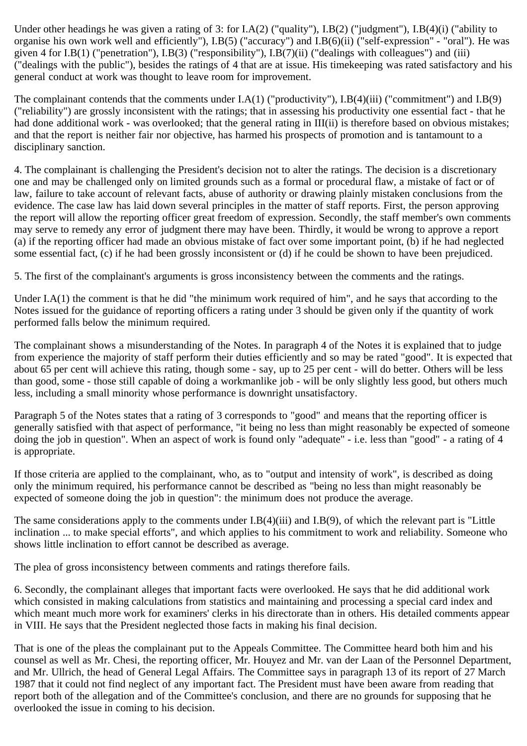Under other headings he was given a rating of 3: for I.A(2) ("quality"), I.B(2) ("judgment"), I.B(4)(i) ("ability to organise his own work well and efficiently"), I.B(5) ("accuracy") and I.B(6)(ii) ("self-expression" - "oral"). He was given 4 for I.B(1) ("penetration"), I.B(3) ("responsibility"), I.B(7)(ii) ("dealings with colleagues") and (iii) ("dealings with the public"), besides the ratings of 4 that are at issue. His timekeeping was rated satisfactory and his general conduct at work was thought to leave room for improvement.

The complainant contends that the comments under I.A(1) ("productivity"), I.B(4)(iii) ("commitment") and I.B(9) ("reliability") are grossly inconsistent with the ratings; that in assessing his productivity one essential fact - that he had done additional work - was overlooked; that the general rating in III(ii) is therefore based on obvious mistakes; and that the report is neither fair nor objective, has harmed his prospects of promotion and is tantamount to a disciplinary sanction.

4. The complainant is challenging the President's decision not to alter the ratings. The decision is a discretionary one and may be challenged only on limited grounds such as a formal or procedural flaw, a mistake of fact or of law, failure to take account of relevant facts, abuse of authority or drawing plainly mistaken conclusions from the evidence. The case law has laid down several principles in the matter of staff reports. First, the person approving the report will allow the reporting officer great freedom of expression. Secondly, the staff member's own comments may serve to remedy any error of judgment there may have been. Thirdly, it would be wrong to approve a report (a) if the reporting officer had made an obvious mistake of fact over some important point, (b) if he had neglected some essential fact, (c) if he had been grossly inconsistent or (d) if he could be shown to have been prejudiced.

5. The first of the complainant's arguments is gross inconsistency between the comments and the ratings.

Under I.A(1) the comment is that he did "the minimum work required of him", and he says that according to the Notes issued for the guidance of reporting officers a rating under 3 should be given only if the quantity of work performed falls below the minimum required.

The complainant shows a misunderstanding of the Notes. In paragraph 4 of the Notes it is explained that to judge from experience the majority of staff perform their duties efficiently and so may be rated "good". It is expected that about 65 per cent will achieve this rating, though some - say, up to 25 per cent - will do better. Others will be less than good, some - those still capable of doing a workmanlike job - will be only slightly less good, but others much less, including a small minority whose performance is downright unsatisfactory.

Paragraph 5 of the Notes states that a rating of 3 corresponds to "good" and means that the reporting officer is generally satisfied with that aspect of performance, "it being no less than might reasonably be expected of someone doing the job in question". When an aspect of work is found only "adequate" - i.e. less than "good" - a rating of 4 is appropriate.

If those criteria are applied to the complainant, who, as to "output and intensity of work", is described as doing only the minimum required, his performance cannot be described as "being no less than might reasonably be expected of someone doing the job in question": the minimum does not produce the average.

The same considerations apply to the comments under I.B(4)(iii) and I.B(9), of which the relevant part is "Little inclination ... to make special efforts", and which applies to his commitment to work and reliability. Someone who shows little inclination to effort cannot be described as average.

The plea of gross inconsistency between comments and ratings therefore fails.

6. Secondly, the complainant alleges that important facts were overlooked. He says that he did additional work which consisted in making calculations from statistics and maintaining and processing a special card index and which meant much more work for examiners' clerks in his directorate than in others. His detailed comments appear in VIII. He says that the President neglected those facts in making his final decision.

That is one of the pleas the complainant put to the Appeals Committee. The Committee heard both him and his counsel as well as Mr. Chesi, the reporting officer, Mr. Houyez and Mr. van der Laan of the Personnel Department, and Mr. Ullrich, the head of General Legal Affairs. The Committee says in paragraph 13 of its report of 27 March 1987 that it could not find neglect of any important fact. The President must have been aware from reading that report both of the allegation and of the Committee's conclusion, and there are no grounds for supposing that he overlooked the issue in coming to his decision.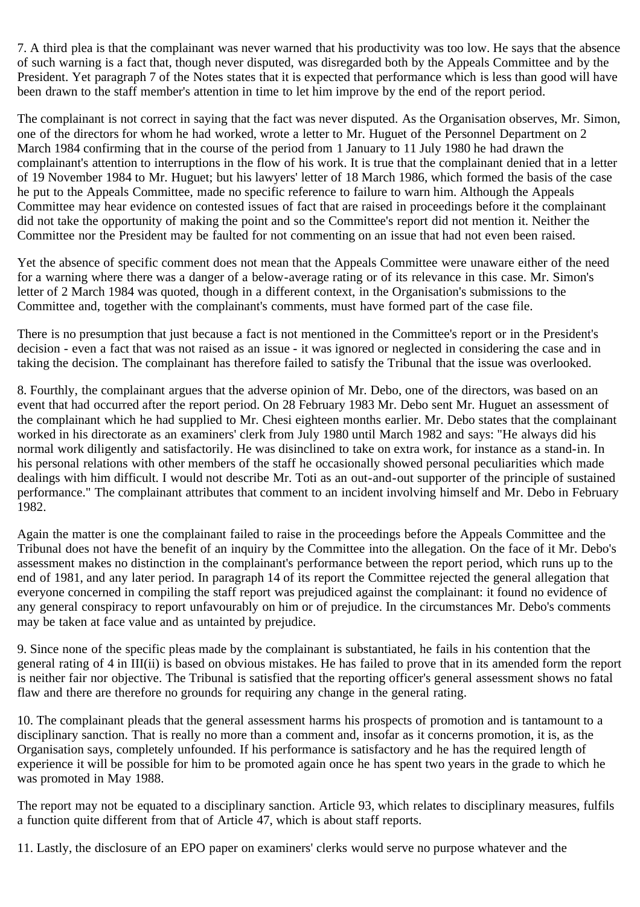7. A third plea is that the complainant was never warned that his productivity was too low. He says that the absence of such warning is a fact that, though never disputed, was disregarded both by the Appeals Committee and by the President. Yet paragraph 7 of the Notes states that it is expected that performance which is less than good will have been drawn to the staff member's attention in time to let him improve by the end of the report period.

The complainant is not correct in saying that the fact was never disputed. As the Organisation observes, Mr. Simon, one of the directors for whom he had worked, wrote a letter to Mr. Huguet of the Personnel Department on 2 March 1984 confirming that in the course of the period from 1 January to 11 July 1980 he had drawn the complainant's attention to interruptions in the flow of his work. It is true that the complainant denied that in a letter of 19 November 1984 to Mr. Huguet; but his lawyers' letter of 18 March 1986, which formed the basis of the case he put to the Appeals Committee, made no specific reference to failure to warn him. Although the Appeals Committee may hear evidence on contested issues of fact that are raised in proceedings before it the complainant did not take the opportunity of making the point and so the Committee's report did not mention it. Neither the Committee nor the President may be faulted for not commenting on an issue that had not even been raised.

Yet the absence of specific comment does not mean that the Appeals Committee were unaware either of the need for a warning where there was a danger of a below-average rating or of its relevance in this case. Mr. Simon's letter of 2 March 1984 was quoted, though in a different context, in the Organisation's submissions to the Committee and, together with the complainant's comments, must have formed part of the case file.

There is no presumption that just because a fact is not mentioned in the Committee's report or in the President's decision - even a fact that was not raised as an issue - it was ignored or neglected in considering the case and in taking the decision. The complainant has therefore failed to satisfy the Tribunal that the issue was overlooked.

8. Fourthly, the complainant argues that the adverse opinion of Mr. Debo, one of the directors, was based on an event that had occurred after the report period. On 28 February 1983 Mr. Debo sent Mr. Huguet an assessment of the complainant which he had supplied to Mr. Chesi eighteen months earlier. Mr. Debo states that the complainant worked in his directorate as an examiners' clerk from July 1980 until March 1982 and says: "He always did his normal work diligently and satisfactorily. He was disinclined to take on extra work, for instance as a stand-in. In his personal relations with other members of the staff he occasionally showed personal peculiarities which made dealings with him difficult. I would not describe Mr. Toti as an out-and-out supporter of the principle of sustained performance." The complainant attributes that comment to an incident involving himself and Mr. Debo in February 1982.

Again the matter is one the complainant failed to raise in the proceedings before the Appeals Committee and the Tribunal does not have the benefit of an inquiry by the Committee into the allegation. On the face of it Mr. Debo's assessment makes no distinction in the complainant's performance between the report period, which runs up to the end of 1981, and any later period. In paragraph 14 of its report the Committee rejected the general allegation that everyone concerned in compiling the staff report was prejudiced against the complainant: it found no evidence of any general conspiracy to report unfavourably on him or of prejudice. In the circumstances Mr. Debo's comments may be taken at face value and as untainted by prejudice.

9. Since none of the specific pleas made by the complainant is substantiated, he fails in his contention that the general rating of 4 in III(ii) is based on obvious mistakes. He has failed to prove that in its amended form the report is neither fair nor objective. The Tribunal is satisfied that the reporting officer's general assessment shows no fatal flaw and there are therefore no grounds for requiring any change in the general rating.

10. The complainant pleads that the general assessment harms his prospects of promotion and is tantamount to a disciplinary sanction. That is really no more than a comment and, insofar as it concerns promotion, it is, as the Organisation says, completely unfounded. If his performance is satisfactory and he has the required length of experience it will be possible for him to be promoted again once he has spent two years in the grade to which he was promoted in May 1988.

The report may not be equated to a disciplinary sanction. Article 93, which relates to disciplinary measures, fulfils a function quite different from that of Article 47, which is about staff reports.

11. Lastly, the disclosure of an EPO paper on examiners' clerks would serve no purpose whatever and the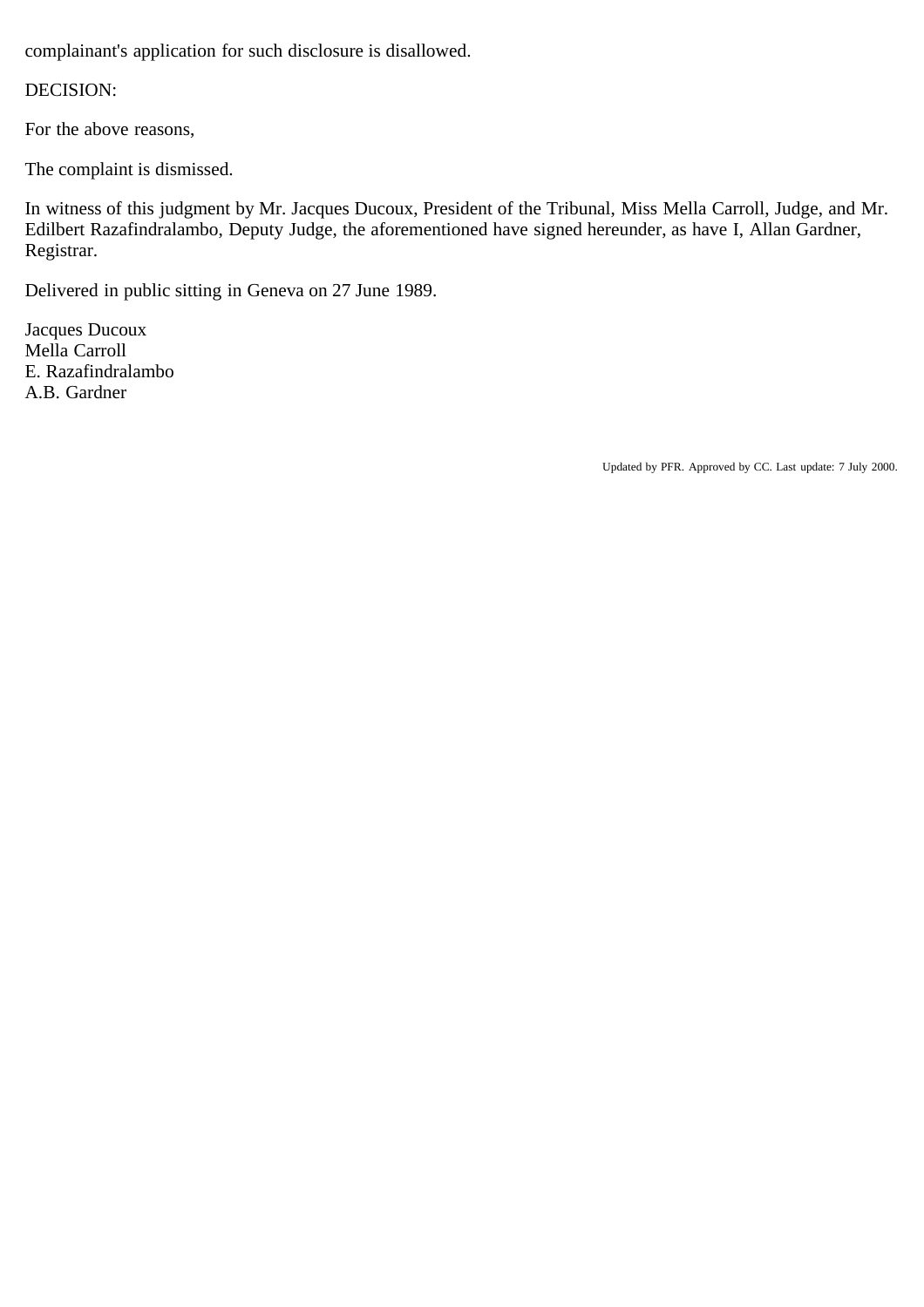complainant's application for such disclosure is disallowed.

DECISION:

For the above reasons,

The complaint is dismissed.

In witness of this judgment by Mr. Jacques Ducoux, President of the Tribunal, Miss Mella Carroll, Judge, and Mr. Edilbert Razafindralambo, Deputy Judge, the aforementioned have signed hereunder, as have I, Allan Gardner, Registrar.

Delivered in public sitting in Geneva on 27 June 1989.

Jacques Ducoux
Mella Carroll
E. Razafindralambo
A.B. Gardner

Updated by PFR. Approved by CC. Last update: 7 July 2000.